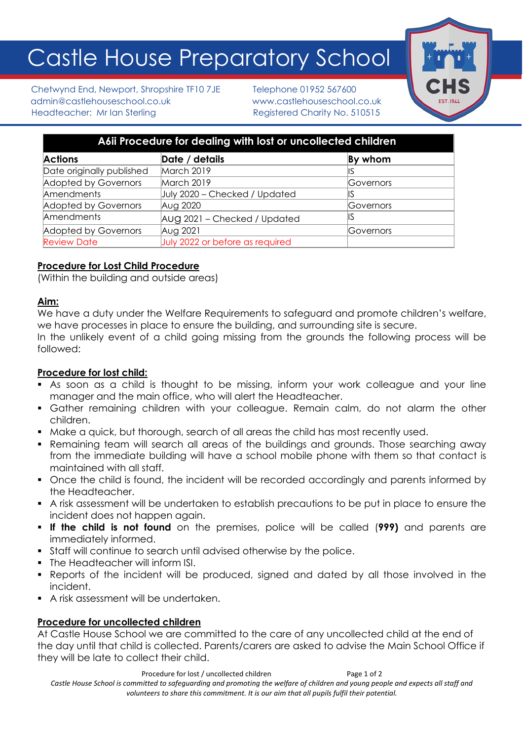# Castle House Preparatory School

Chetwynd End, Newport, Shropshire TF10 7JE
admin@castlehouseschool.co.uk
Headteacher: Mr Ian Sterling

Telephone 01952 567600
www.castlehouseschool.co.uk
Registered Charity No. 510515

| A6ii Procedure for dealing with lost or uncollected children | | |
|---|---|---|
| **Actions** | **Date / details** | **By whom** |
| Date originally published | March 2019 | IS |
| Adopted by Governors | March 2019 | Governors |
| Amendments | July 2020 – Checked / Updated | IS |
| Adopted by Governors | Aug 2020 | Governors |
| Amendments | AUg 2021 – Checked / Updated | IS |
| Adopted by Governors | Aug 2021 | Governors |
| Review Date | July 2022 or before as required | |

**Procedure for Lost Child Procedure**
(Within the building and outside areas)

**Aim:**
We have a duty under the Welfare Requirements to safeguard and promote children's welfare, we have processes in place to ensure the building, and surrounding site is secure.
In the unlikely event of a child going missing from the grounds the following process will be followed:

**Procedure for lost child:**

- As soon as a child is thought to be missing, inform your work colleague and your line manager and the main office, who will alert the Headteacher.
- Gather remaining children with your colleague. Remain calm, do not alarm the other children.
- Make a quick, but thorough, search of all areas the child has most recently used.
- Remaining team will search all areas of the buildings and grounds. Those searching away from the immediate building will have a school mobile phone with them so that contact is maintained with all staff.
- Once the child is found, the incident will be recorded accordingly and parents informed by the Headteacher.
- A risk assessment will be undertaken to establish precautions to be put in place to ensure the incident does not happen again.
- **If the child is not found** on the premises, police will be called (**999)** and parents are immediately informed.
- Staff will continue to search until advised otherwise by the police.
- The Headteacher will inform ISI.
- Reports of the incident will be produced, signed and dated by all those involved in the incident.
- A risk assessment will be undertaken.

**Procedure for uncollected children**
At Castle House School we are committed to the care of any uncollected child at the end of the day until that child is collected. Parents/carers are asked to advise the Main School Office if they will be late to collect their child.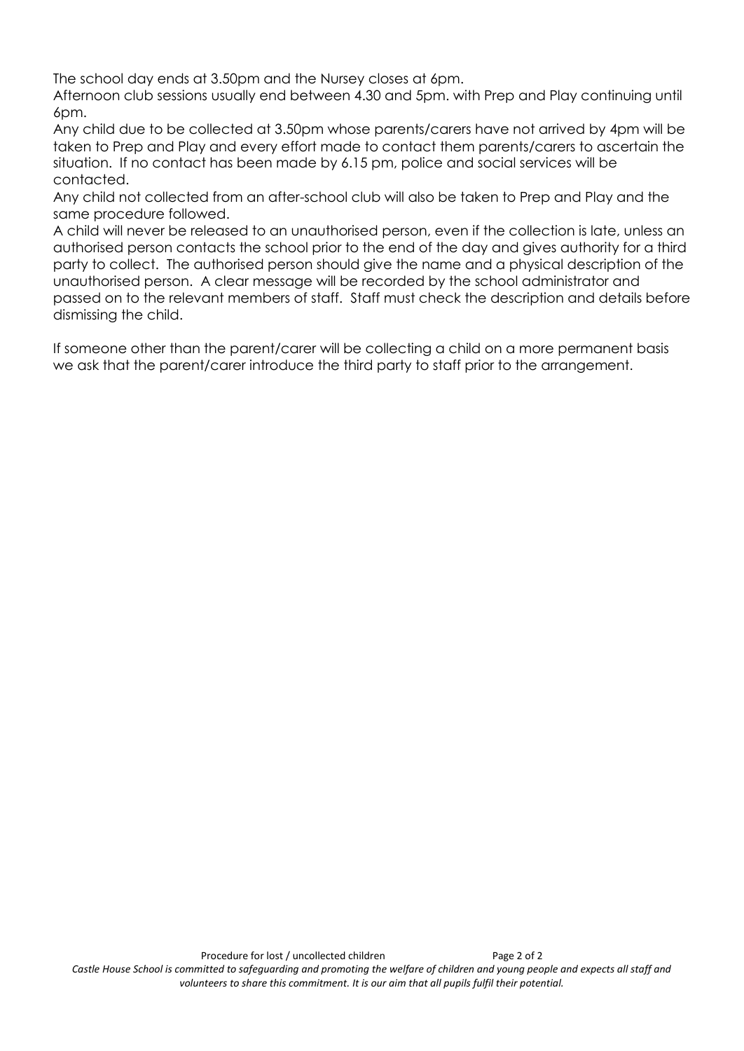The school day ends at 3.50pm and the Nursey closes at 6pm.

Afternoon club sessions usually end between 4.30 and 5pm. with Prep and Play continuing until 6pm.

Any child due to be collected at 3.50pm whose parents/carers have not arrived by 4pm will be taken to Prep and Play and every effort made to contact them parents/carers to ascertain the situation. If no contact has been made by 6.15 pm, police and social services will be contacted.

Any child not collected from an after-school club will also be taken to Prep and Play and the same procedure followed.

A child will never be released to an unauthorised person, even if the collection is late, unless an authorised person contacts the school prior to the end of the day and gives authority for a third party to collect. The authorised person should give the name and a physical description of the unauthorised person. A clear message will be recorded by the school administrator and passed on to the relevant members of staff. Staff must check the description and details before dismissing the child.

If someone other than the parent/carer will be collecting a child on a more permanent basis we ask that the parent/carer introduce the third party to staff prior to the arrangement.

*Castle House School is committed to safeguarding and promoting the welfare of children and young people and expects all staff and volunteers to share this commitment. It is our aim that all pupils fulfil their potential.*